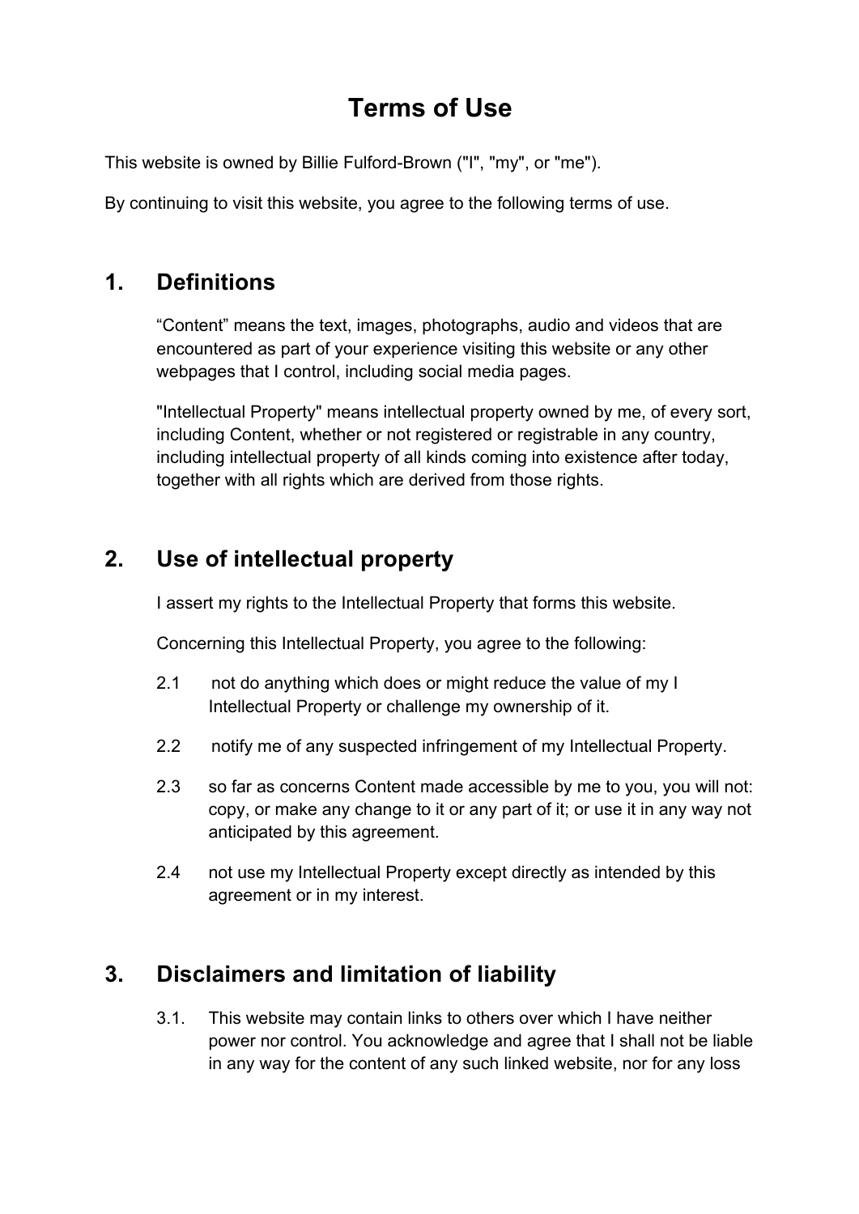# Terms of Use

This website is owned by Billie Fulford-Brown ("I", "my", or "me").

By continuing to visit this website, you agree to the following terms of use.

## 1. Definitions

"Content" means the text, images, photographs, audio and videos that are encountered as part of your experience visiting this website or any other webpages that I control, including social media pages.

"Intellectual Property" means intellectual property owned by me, of every sort, including Content, whether or not registered or registrable in any country, including intellectual property of all kinds coming into existence after today, together with all rights which are derived from those rights.

## 2. Use of intellectual property

I assert my rights to the Intellectual Property that forms this website.

Concerning this Intellectual Property, you agree to the following:

2.1 not do anything which does or might reduce the value of my I Intellectual Property or challenge my ownership of it.

2.2 notify me of any suspected infringement of my Intellectual Property.

2.3 so far as concerns Content made accessible by me to you, you will not: copy, or make any change to it or any part of it; or use it in any way not anticipated by this agreement.

2.4 not use my Intellectual Property except directly as intended by this agreement or in my interest.

## 3. Disclaimers and limitation of liability

3.1. This website may contain links to others over which I have neither power nor control. You acknowledge and agree that I shall not be liable in any way for the content of any such linked website, nor for any loss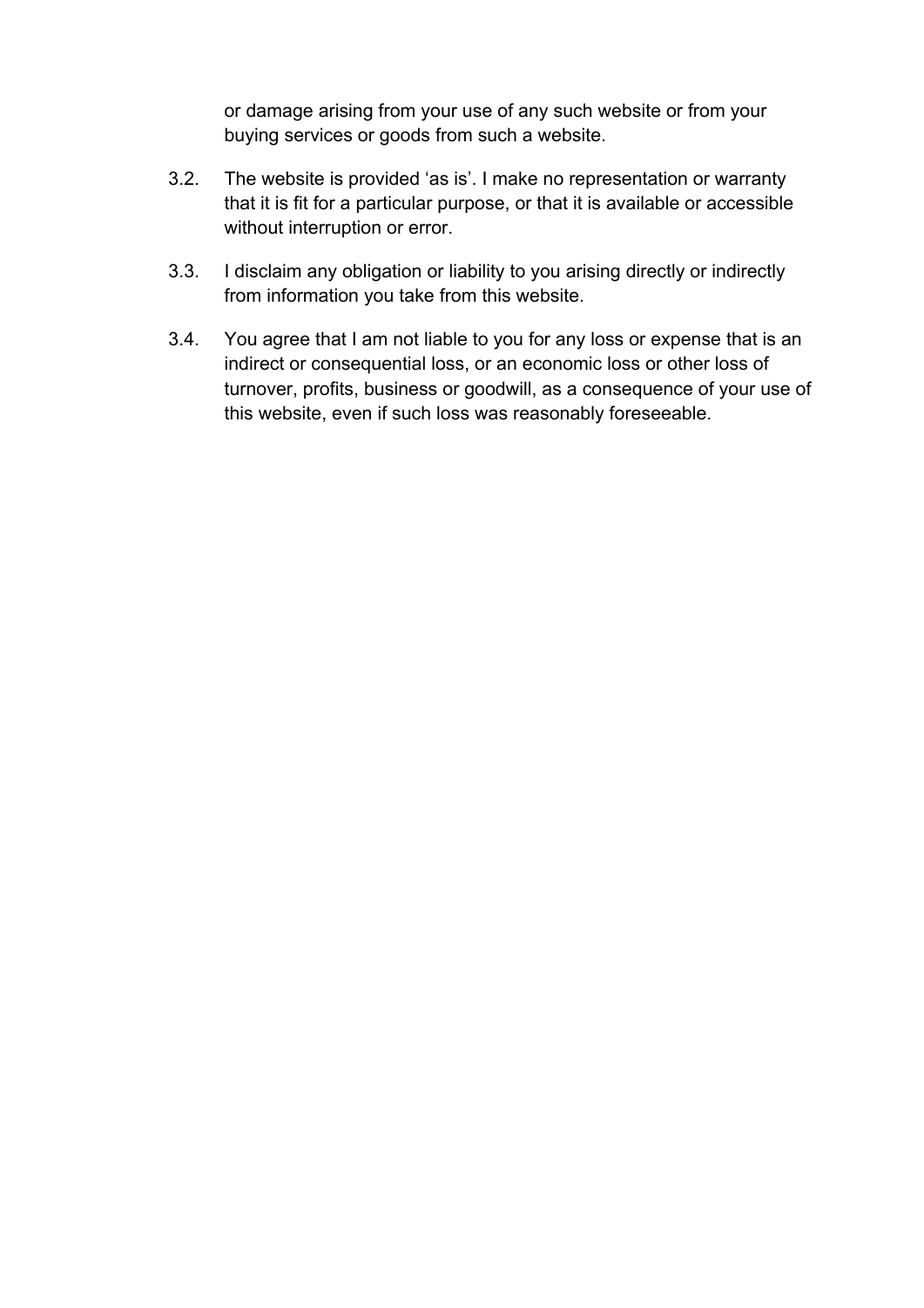or damage arising from your use of any such website or from your buying services or goods from such a website.

3.2. The website is provided 'as is'. I make no representation or warranty that it is fit for a particular purpose, or that it is available or accessible without interruption or error.

3.3. I disclaim any obligation or liability to you arising directly or indirectly from information you take from this website.

3.4. You agree that I am not liable to you for any loss or expense that is an indirect or consequential loss, or an economic loss or other loss of turnover, profits, business or goodwill, as a consequence of your use of this website, even if such loss was reasonably foreseeable.